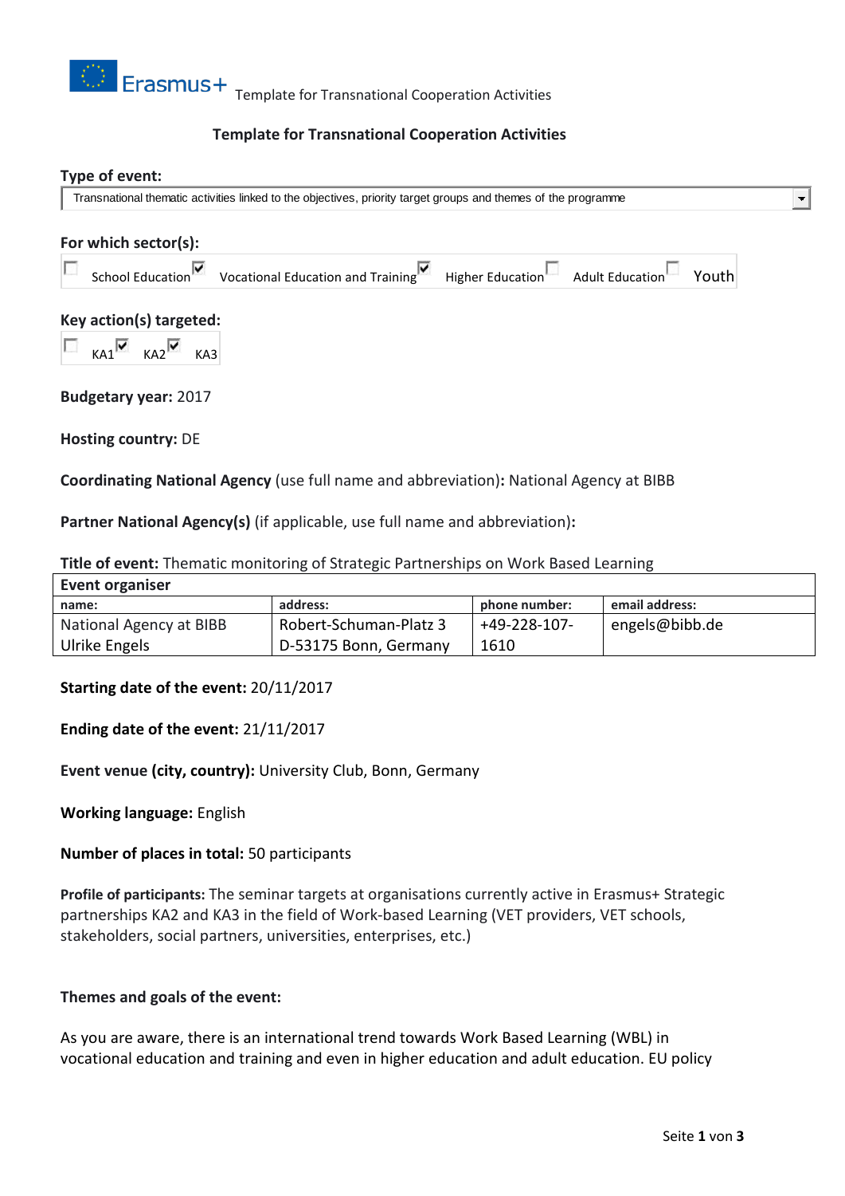# Template for Transnational Cooperation Activities

**Type of event:**

Transnational thematic activities linked to the objectives, priority target groups and themes of the programme

**For which sector(s):**

☐ School Education ☑ Vocational Education and Training ☑ Higher Education ☐ Adult Education ☐ Youth

**Key action(s) targeted:**

☐ KA1 ☑ KA2 ☑ KA3

**Budgetary year:** 2017

**Hosting country:** DE

**Coordinating National Agency** (use full name and abbreviation)**:** National Agency at BIBB

**Partner National Agency(s)** (if applicable, use full name and abbreviation)**:**

**Title of event:** Thematic monitoring of Strategic Partnerships on Work Based Learning

| **Event organiser** | | | |
|---|---|---|---|
| **name:** | **address:** | **phone number:** | **email address:** |
| National Agency at BIBB Ulrike Engels | Robert-Schuman-Platz 3 D-53175 Bonn, Germany | +49-228-107-1610 | engels@bibb.de |

**Starting date of the event:** 20/11/2017

**Ending date of the event:** 21/11/2017

**Event venue (city, country):** University Club, Bonn, Germany

**Working language:** English

**Number of places in total:** 50 participants

**Profile of participants:** The seminar targets at organisations currently active in Erasmus+ Strategic partnerships KA2 and KA3 in the field of Work-based Learning (VET providers, VET schools, stakeholders, social partners, universities, enterprises, etc.)

**Themes and goals of the event:**

As you are aware, there is an international trend towards Work Based Learning (WBL) in vocational education and training and even in higher education and adult education. EU policy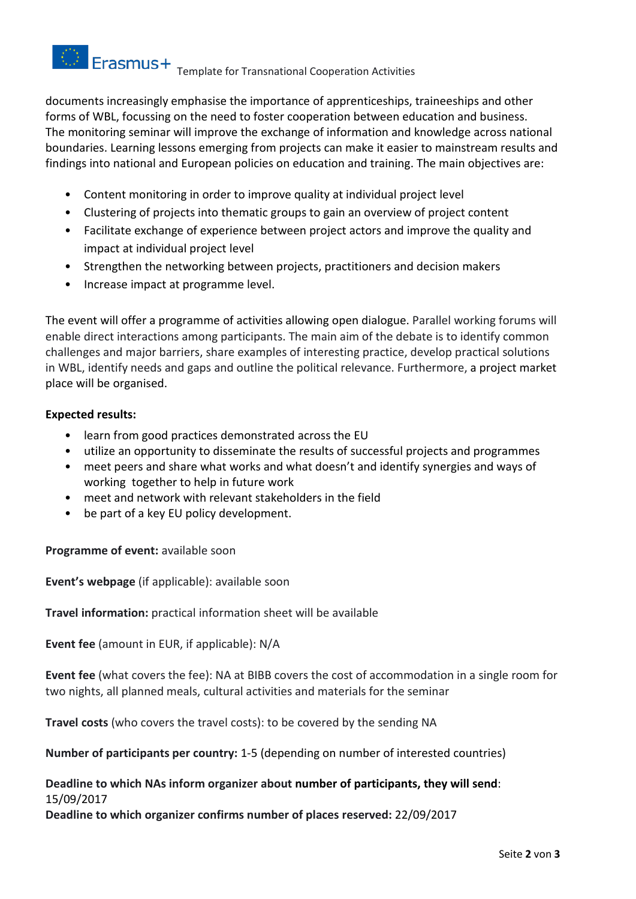documents increasingly emphasise the importance of apprenticeships, traineeships and other forms of WBL, focussing on the need to foster cooperation between education and business. The monitoring seminar will improve the exchange of information and knowledge across national boundaries. Learning lessons emerging from projects can make it easier to mainstream results and findings into national and European policies on education and training. The main objectives are:

- Content monitoring in order to improve quality at individual project level
- Clustering of projects into thematic groups to gain an overview of project content
- Facilitate exchange of experience between project actors and improve the quality and impact at individual project level
- Strengthen the networking between projects, practitioners and decision makers
- Increase impact at programme level.

The event will offer a programme of activities allowing open dialogue. Parallel working forums will enable direct interactions among participants. The main aim of the debate is to identify common challenges and major barriers, share examples of interesting practice, develop practical solutions in WBL, identify needs and gaps and outline the political relevance. Furthermore, a project market place will be organised.

**Expected results:**

- learn from good practices demonstrated across the EU
- utilize an opportunity to disseminate the results of successful projects and programmes
- meet peers and share what works and what doesn't and identify synergies and ways of working together to help in future work
- meet and network with relevant stakeholders in the field
- be part of a key EU policy development.

**Programme of event:** available soon

**Event's webpage** (if applicable): available soon

**Travel information:** practical information sheet will be available

**Event fee** (amount in EUR, if applicable): N/A

**Event fee** (what covers the fee): NA at BIBB covers the cost of accommodation in a single room for two nights, all planned meals, cultural activities and materials for the seminar

**Travel costs** (who covers the travel costs): to be covered by the sending NA

**Number of participants per country:** 1-5 (depending on number of interested countries)

**Deadline to which NAs inform organizer about number of participants, they will send**: 15/09/2017

**Deadline to which organizer confirms number of places reserved:** 22/09/2017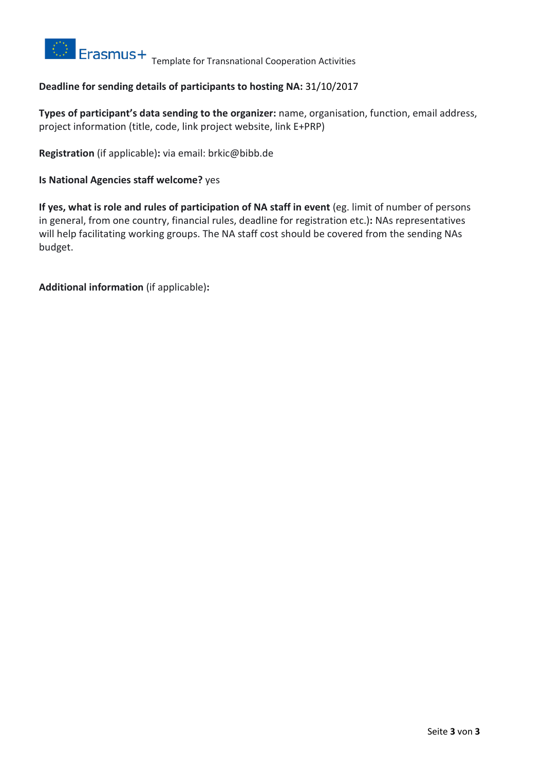**Deadline for sending details of participants to hosting NA:** 31/10/2017

**Types of participant's data sending to the organizer:** name, organisation, function, email address, project information (title, code, link project website, link E+PRP)

**Registration** (if applicable)**:** via email: brkic@bibb.de

**Is National Agencies staff welcome?** yes

**If yes, what is role and rules of participation of NA staff in event** (eg. limit of number of persons in general, from one country, financial rules, deadline for registration etc.)**:** NAs representatives will help facilitating working groups. The NA staff cost should be covered from the sending NAs budget.

**Additional information** (if applicable)**:**